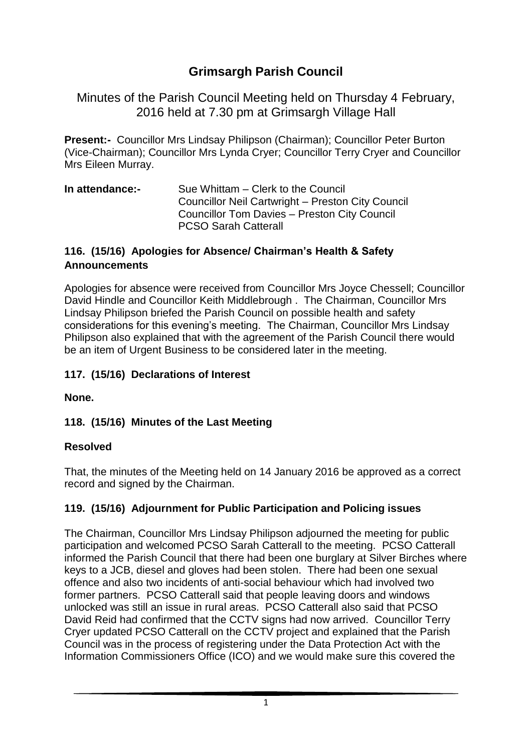# Grimsargh Parish Council

Minutes of the Parish Council Meeting held on Thursday 4 February, 2016 held at 7.30 pm at Grimsargh Village Hall

**Present:-** Councillor Mrs Lindsay Philipson (Chairman); Councillor Peter Burton (Vice-Chairman); Councillor Mrs Lynda Cryer; Councillor Terry Cryer and Councillor Mrs Eileen Murray.

**In attendance:-** Sue Whittam – Clerk to the Council
Councillor Neil Cartwright – Preston City Council
Councillor Tom Davies – Preston City Council
PCSO Sarah Catterall

### 116. (15/16) Apologies for Absence/ Chairman's Health & Safety Announcements

Apologies for absence were received from Councillor Mrs Joyce Chessell; Councillor David Hindle and Councillor Keith Middlebrough . The Chairman, Councillor Mrs Lindsay Philipson briefed the Parish Council on possible health and safety considerations for this evening's meeting. The Chairman, Councillor Mrs Lindsay Philipson also explained that with the agreement of the Parish Council there would be an item of Urgent Business to be considered later in the meeting.

### 117. (15/16) Declarations of Interest

**None.**

### 118. (15/16) Minutes of the Last Meeting

**Resolved**

That, the minutes of the Meeting held on 14 January 2016 be approved as a correct record and signed by the Chairman.

### 119. (15/16) Adjournment for Public Participation and Policing issues

The Chairman, Councillor Mrs Lindsay Philipson adjourned the meeting for public participation and welcomed PCSO Sarah Catterall to the meeting. PCSO Catterall informed the Parish Council that there had been one burglary at Silver Birches where keys to a JCB, diesel and gloves had been stolen. There had been one sexual offence and also two incidents of anti-social behaviour which had involved two former partners. PCSO Catterall said that people leaving doors and windows unlocked was still an issue in rural areas. PCSO Catterall also said that PCSO David Reid had confirmed that the CCTV signs had now arrived. Councillor Terry Cryer updated PCSO Catterall on the CCTV project and explained that the Parish Council was in the process of registering under the Data Protection Act with the Information Commissioners Office (ICO) and we would make sure this covered the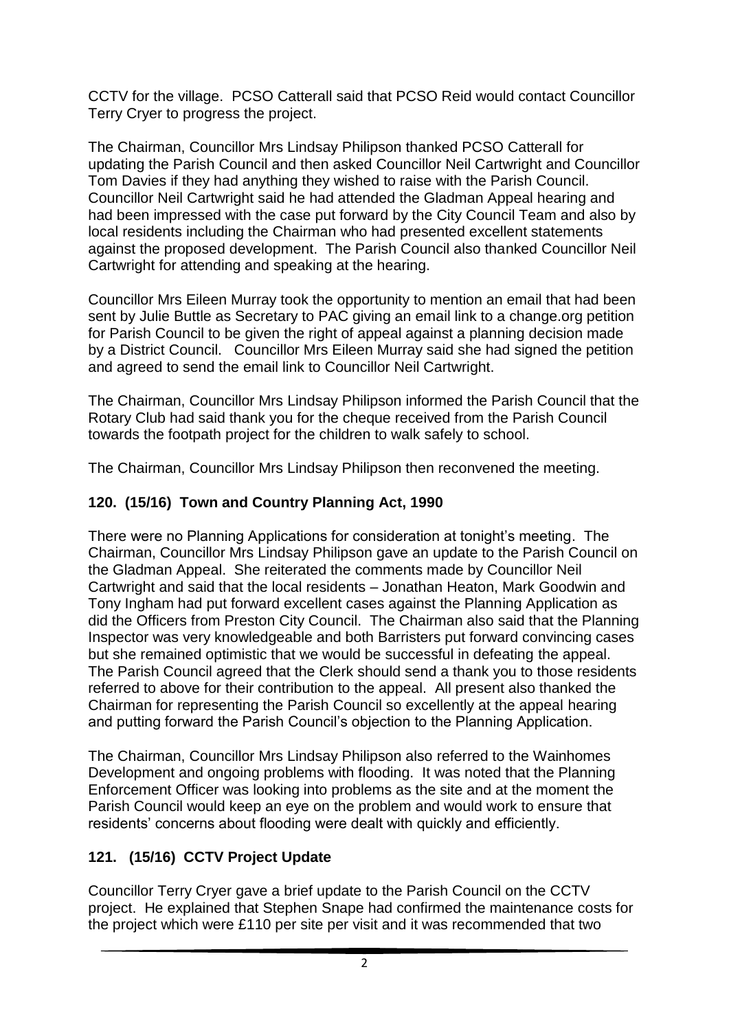CCTV for the village. PCSO Catterall said that PCSO Reid would contact Councillor Terry Cryer to progress the project.

The Chairman, Councillor Mrs Lindsay Philipson thanked PCSO Catterall for updating the Parish Council and then asked Councillor Neil Cartwright and Councillor Tom Davies if they had anything they wished to raise with the Parish Council. Councillor Neil Cartwright said he had attended the Gladman Appeal hearing and had been impressed with the case put forward by the City Council Team and also by local residents including the Chairman who had presented excellent statements against the proposed development. The Parish Council also thanked Councillor Neil Cartwright for attending and speaking at the hearing.

Councillor Mrs Eileen Murray took the opportunity to mention an email that had been sent by Julie Buttle as Secretary to PAC giving an email link to a change.org petition for Parish Council to be given the right of appeal against a planning decision made by a District Council. Councillor Mrs Eileen Murray said she had signed the petition and agreed to send the email link to Councillor Neil Cartwright.

The Chairman, Councillor Mrs Lindsay Philipson informed the Parish Council that the Rotary Club had said thank you for the cheque received from the Parish Council towards the footpath project for the children to walk safely to school.

The Chairman, Councillor Mrs Lindsay Philipson then reconvened the meeting.

## 120. (15/16) Town and Country Planning Act, 1990

There were no Planning Applications for consideration at tonight's meeting. The Chairman, Councillor Mrs Lindsay Philipson gave an update to the Parish Council on the Gladman Appeal. She reiterated the comments made by Councillor Neil Cartwright and said that the local residents – Jonathan Heaton, Mark Goodwin and Tony Ingham had put forward excellent cases against the Planning Application as did the Officers from Preston City Council. The Chairman also said that the Planning Inspector was very knowledgeable and both Barristers put forward convincing cases but she remained optimistic that we would be successful in defeating the appeal. The Parish Council agreed that the Clerk should send a thank you to those residents referred to above for their contribution to the appeal. All present also thanked the Chairman for representing the Parish Council so excellently at the appeal hearing and putting forward the Parish Council's objection to the Planning Application.

The Chairman, Councillor Mrs Lindsay Philipson also referred to the Wainhomes Development and ongoing problems with flooding. It was noted that the Planning Enforcement Officer was looking into problems as the site and at the moment the Parish Council would keep an eye on the problem and would work to ensure that residents' concerns about flooding were dealt with quickly and efficiently.

## 121. (15/16) CCTV Project Update

Councillor Terry Cryer gave a brief update to the Parish Council on the CCTV project. He explained that Stephen Snape had confirmed the maintenance costs for the project which were £110 per site per visit and it was recommended that two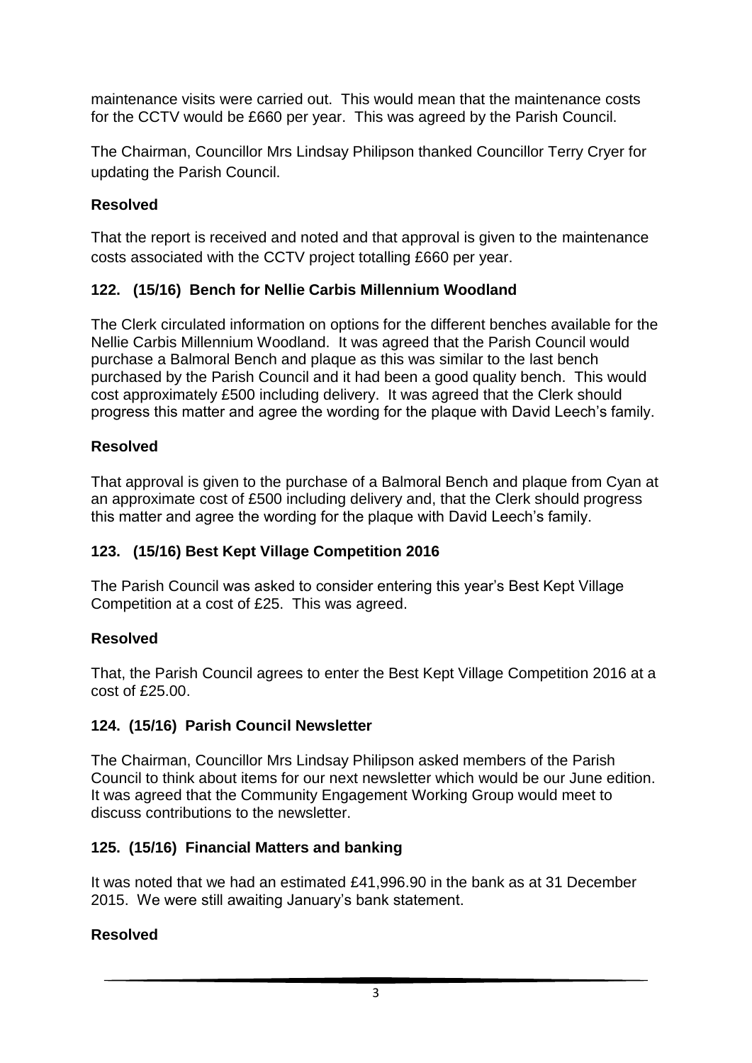maintenance visits were carried out. This would mean that the maintenance costs for the CCTV would be £660 per year. This was agreed by the Parish Council.

The Chairman, Councillor Mrs Lindsay Philipson thanked Councillor Terry Cryer for updating the Parish Council.

**Resolved**

That the report is received and noted and that approval is given to the maintenance costs associated with the CCTV project totalling £660 per year.

**122. (15/16) Bench for Nellie Carbis Millennium Woodland**

The Clerk circulated information on options for the different benches available for the Nellie Carbis Millennium Woodland. It was agreed that the Parish Council would purchase a Balmoral Bench and plaque as this was similar to the last bench purchased by the Parish Council and it had been a good quality bench. This would cost approximately £500 including delivery. It was agreed that the Clerk should progress this matter and agree the wording for the plaque with David Leech's family.

**Resolved**

That approval is given to the purchase of a Balmoral Bench and plaque from Cyan at an approximate cost of £500 including delivery and, that the Clerk should progress this matter and agree the wording for the plaque with David Leech's family.

**123. (15/16) Best Kept Village Competition 2016**

The Parish Council was asked to consider entering this year's Best Kept Village Competition at a cost of £25. This was agreed.

**Resolved**

That, the Parish Council agrees to enter the Best Kept Village Competition 2016 at a cost of £25.00.

**124. (15/16) Parish Council Newsletter**

The Chairman, Councillor Mrs Lindsay Philipson asked members of the Parish Council to think about items for our next newsletter which would be our June edition. It was agreed that the Community Engagement Working Group would meet to discuss contributions to the newsletter.

**125. (15/16) Financial Matters and banking**

It was noted that we had an estimated £41,996.90 in the bank as at 31 December 2015. We were still awaiting January's bank statement.

**Resolved**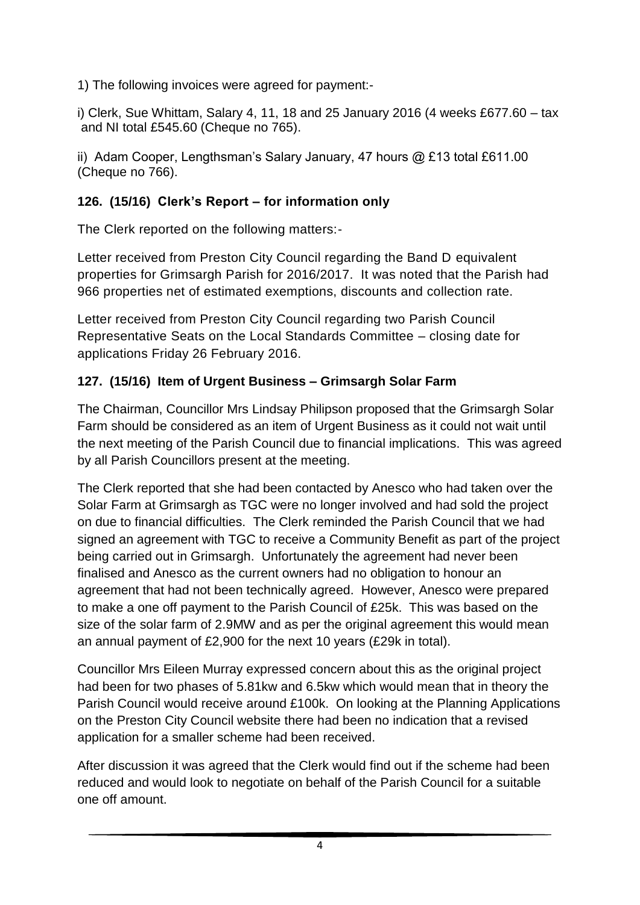1) The following invoices were agreed for payment:-

i) Clerk, Sue Whittam, Salary 4, 11, 18 and 25 January 2016 (4 weeks £677.60 – tax and NI total £545.60 (Cheque no 765).

ii) Adam Cooper, Lengthsman's Salary January, 47 hours @ £13 total £611.00 (Cheque no 766).

**126. (15/16) Clerk's Report – for information only**

The Clerk reported on the following matters:-

Letter received from Preston City Council regarding the Band D equivalent properties for Grimsargh Parish for 2016/2017. It was noted that the Parish had 966 properties net of estimated exemptions, discounts and collection rate.

Letter received from Preston City Council regarding two Parish Council Representative Seats on the Local Standards Committee – closing date for applications Friday 26 February 2016.

**127. (15/16) Item of Urgent Business – Grimsargh Solar Farm**

The Chairman, Councillor Mrs Lindsay Philipson proposed that the Grimsargh Solar Farm should be considered as an item of Urgent Business as it could not wait until the next meeting of the Parish Council due to financial implications. This was agreed by all Parish Councillors present at the meeting.

The Clerk reported that she had been contacted by Anesco who had taken over the Solar Farm at Grimsargh as TGC were no longer involved and had sold the project on due to financial difficulties. The Clerk reminded the Parish Council that we had signed an agreement with TGC to receive a Community Benefit as part of the project being carried out in Grimsargh. Unfortunately the agreement had never been finalised and Anesco as the current owners had no obligation to honour an agreement that had not been technically agreed. However, Anesco were prepared to make a one off payment to the Parish Council of £25k. This was based on the size of the solar farm of 2.9MW and as per the original agreement this would mean an annual payment of £2,900 for the next 10 years (£29k in total).

Councillor Mrs Eileen Murray expressed concern about this as the original project had been for two phases of 5.81kw and 6.5kw which would mean that in theory the Parish Council would receive around £100k. On looking at the Planning Applications on the Preston City Council website there had been no indication that a revised application for a smaller scheme had been received.

After discussion it was agreed that the Clerk would find out if the scheme had been reduced and would look to negotiate on behalf of the Parish Council for a suitable one off amount.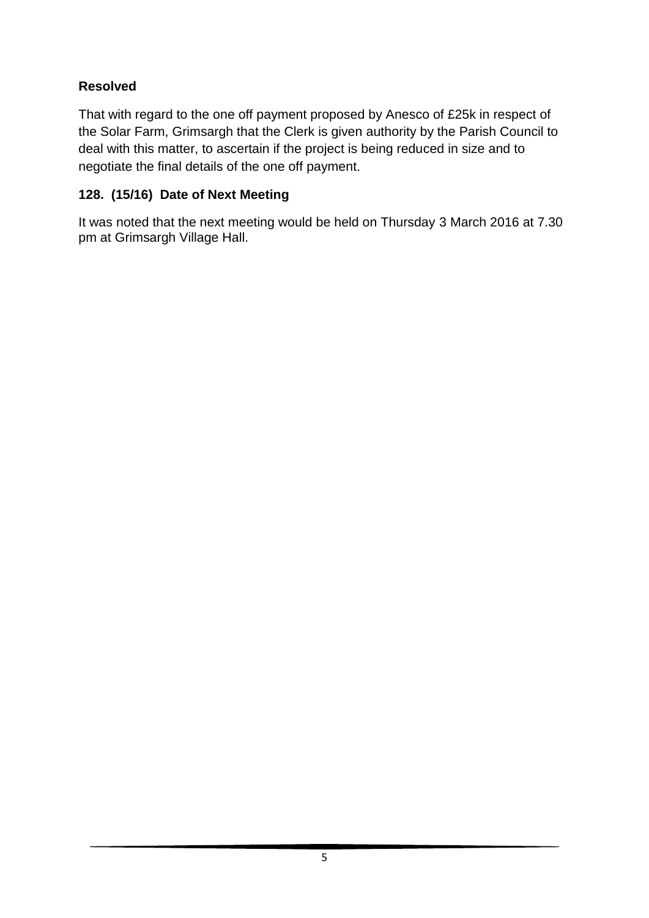**Resolved**

That with regard to the one off payment proposed by Anesco of £25k in respect of the Solar Farm, Grimsargh that the Clerk is given authority by the Parish Council to deal with this matter, to ascertain if the project is being reduced in size and to negotiate the final details of the one off payment.

### 128. (15/16) Date of Next Meeting

It was noted that the next meeting would be held on Thursday 3 March 2016 at 7.30 pm at Grimsargh Village Hall.